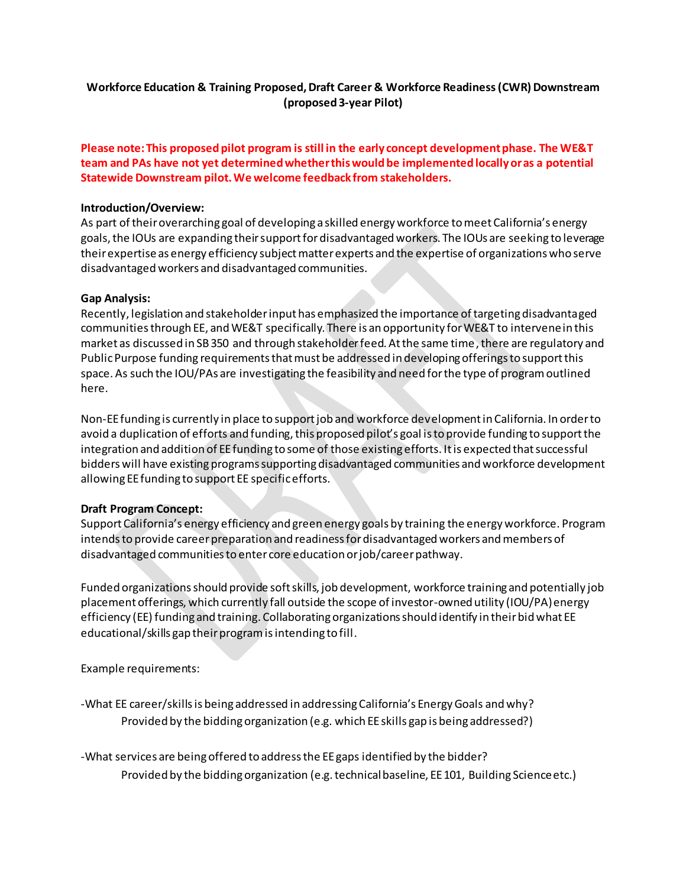**Workforce Education & Training Proposed, Draft Career & Workforce Readiness (CWR) Downstream (proposed 3-year Pilot)**

**Please note: This proposed pilot program is still in the early concept development phase. The WE&T team and PAs have not yet determined whether this would be implemented locally or as a potential Statewide Downstream pilot. We welcome feedback from stakeholders.**

**Introduction/Overview:**

As part of their overarching goal of developing a skilled energy workforce to meet California's energy goals, the IOUs are expanding their support for disadvantaged workers. The IOUs are seeking to leverage their expertise as energy efficiency subject matter experts and the expertise of organizations who serve disadvantaged workers and disadvantaged communities.

**Gap Analysis:**

Recently, legislation and stakeholder input has emphasized the importance of targeting disadvantaged communities through EE, and WE&T specifically. There is an opportunity for WE&T to intervene in this market as discussed in SB 350 and through stakeholder feed. At the same time, there are regulatory and Public Purpose funding requirements that must be addressed in developing offerings to support this space. As such the IOU/PAs are investigating the feasibility and need for the type of program outlined here.

Non-EE funding is currently in place to support job and workforce development in California. In order to avoid a duplication of efforts and funding, this proposed pilot's goal is to provide funding to support the integration and addition of EE funding to some of those existing efforts. It is expected that successful bidders will have existing programs supporting disadvantaged communities and workforce development allowing EE funding to support EE specific efforts.

**Draft Program Concept:**

Support California's energy efficiency and green energy goals by training the energy workforce. Program intends to provide career preparation and readiness for disadvantaged workers and members of disadvantaged communities to enter core education or job/career pathway.

Funded organizations should provide soft skills, job development, workforce training and potentially job placement offerings, which currently fall outside the scope of investor-owned utility (IOU/PA) energy efficiency (EE) funding and training. Collaborating organizations should identify in their bid what EE educational/skills gap their program is intending to fill.

Example requirements:

-What EE career/skills is being addressed in addressing California's Energy Goals and why?

Provided by the bidding organization (e.g. which EE skills gap is being addressed?)

-What services are being offered to address the EE gaps identified by the bidder?

Provided by the bidding organization (e.g. technical baseline, EE 101, Building Science etc.)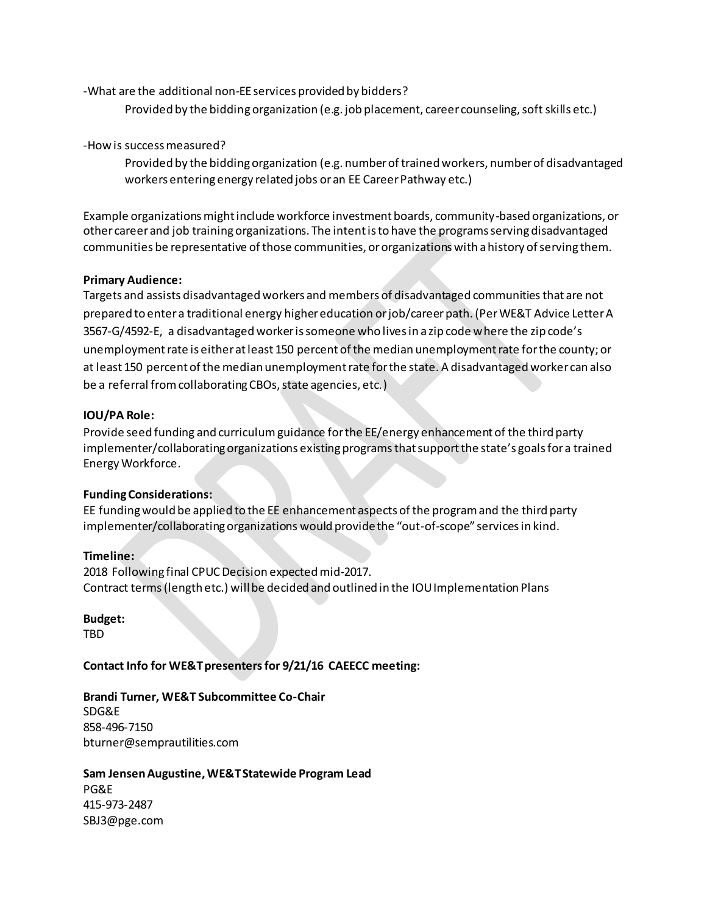-What are the additional non-EE services provided by bidders?

Provided by the bidding organization (e.g. job placement, career counseling, soft skills etc.)

-How is success measured?

Provided by the bidding organization (e.g. number of trained workers, number of disadvantaged workers entering energy related jobs or an EE Career Pathway etc.)

Example organizations might include workforce investment boards, community-based organizations, or other career and job training organizations. The intent is to have the programs serving disadvantaged communities be representative of those communities, or organizations with a history of serving them.

**Primary Audience:**

Targets and assists disadvantaged workers and members of disadvantaged communities that are not prepared to enter a traditional energy higher education or job/career path. (Per WE&T Advice Letter A 3567-G/4592-E, a disadvantaged worker is someone who lives in a zip code where the zip code's unemployment rate is either at least 150 percent of the median unemployment rate for the county; or at least 150 percent of the median unemployment rate for the state. A disadvantaged worker can also be a referral from collaborating CBOs, state agencies, etc.)

**IOU/PA Role:**

Provide seed funding and curriculum guidance for the EE/energy enhancement of the third party implementer/collaborating organizations existing programs that support the state's goals for a trained Energy Workforce.

**Funding Considerations:**

EE funding would be applied to the EE enhancement aspects of the program and the third party implementer/collaborating organizations would provide the "out-of-scope" services in kind.

**Timeline:**

2018 Following final CPUC Decision expected mid-2017.
Contract terms (length etc.) will be decided and outlined in the IOU Implementation Plans

**Budget:**

TBD

**Contact Info for WE&T presenters for 9/21/16 CAEECC meeting:**

**Brandi Turner, WE&T Subcommittee Co-Chair**
SDG&E
858-496-7150
bturner@semprautilities.com

**Sam Jensen Augustine, WE&T Statewide Program Lead**
PG&E
415-973-2487
SBJ3@pge.com